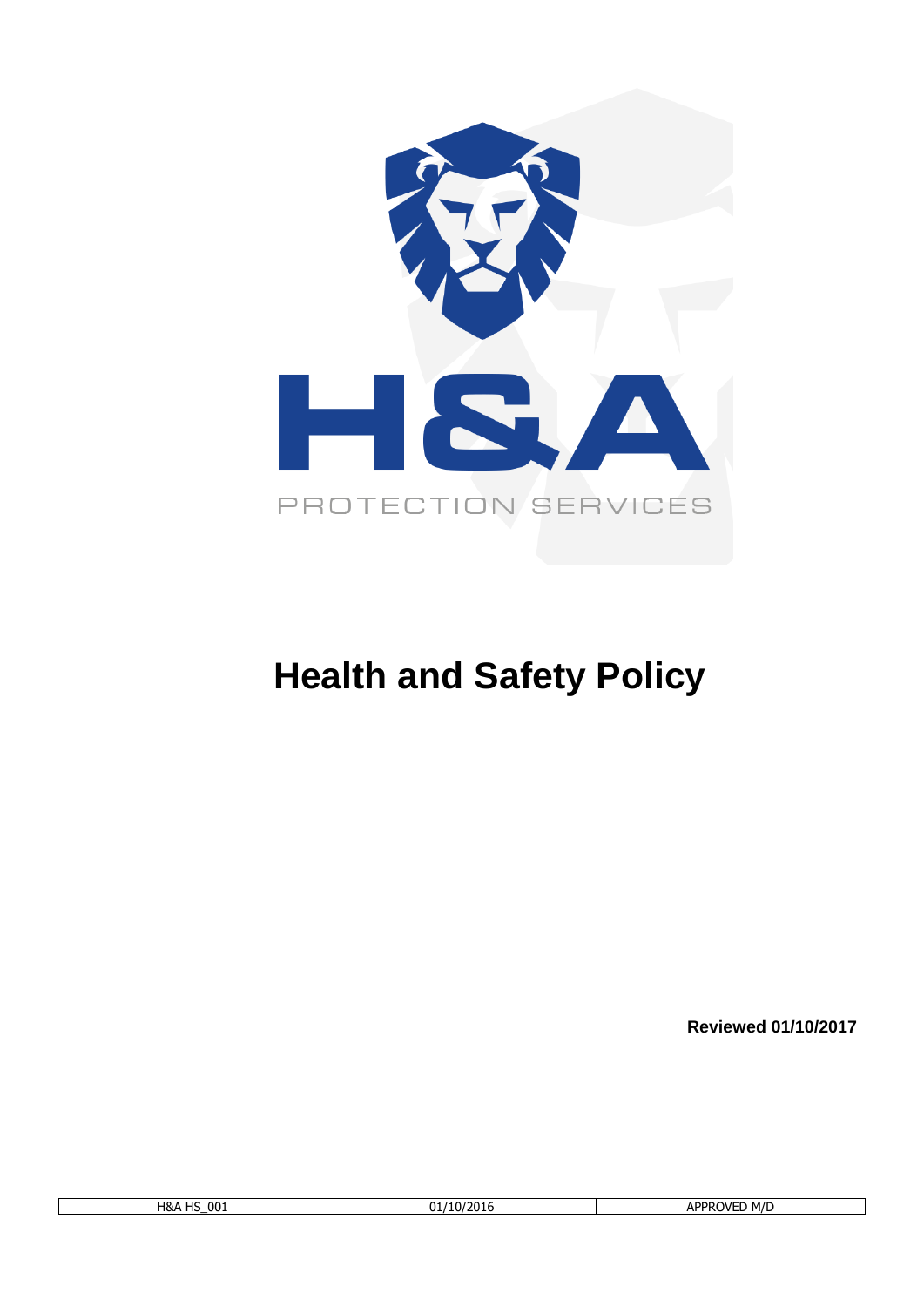H&A

PROTECTION SERVICES

# Health and Safety Policy

**Reviewed 01/10/2017**

| H&A HS_001 | 01/10/2016 | APPROVED M/D |
|---|---|---|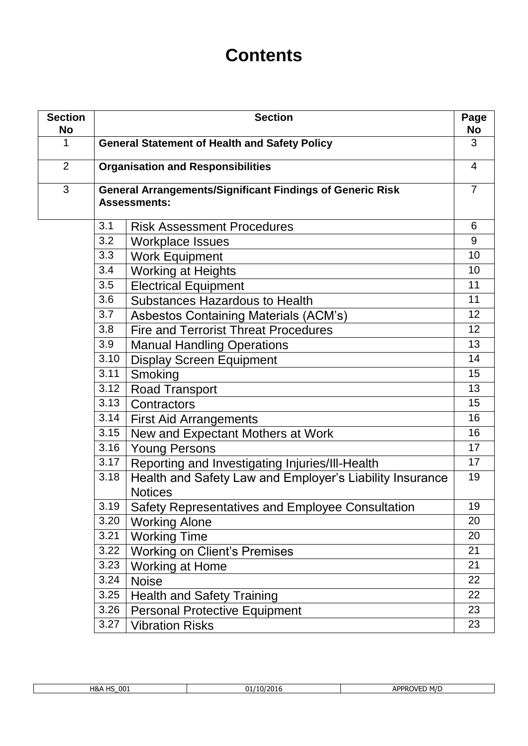# Contents

| Section No | Section | | Page No |
|---|---|---|---|
| 1 | **General Statement of Health and Safety Policy** | | 3 |
| 2 | **Organisation and Responsibilities** | | 4 |
| 3 | **General Arrangements/Significant Findings of Generic Risk Assessments:** | | 7 |
| | 3.1 | Risk Assessment Procedures | 6 |
| | 3.2 | Workplace Issues | 9 |
| | 3.3 | Work Equipment | 10 |
| | 3.4 | Working at Heights | 10 |
| | 3.5 | Electrical Equipment | 11 |
| | 3.6 | Substances Hazardous to Health | 11 |
| | 3.7 | Asbestos Containing Materials (ACM's) | 12 |
| | 3.8 | Fire and Terrorist Threat Procedures | 12 |
| | 3.9 | Manual Handling Operations | 13 |
| | 3.10 | Display Screen Equipment | 14 |
| | 3.11 | Smoking | 15 |
| | 3.12 | Road Transport | 13 |
| | 3.13 | Contractors | 15 |
| | 3.14 | First Aid Arrangements | 16 |
| | 3.15 | New and Expectant Mothers at Work | 16 |
| | 3.16 | Young Persons | 17 |
| | 3.17 | Reporting and Investigating Injuries/Ill-Health | 17 |
| | 3.18 | Health and Safety Law and Employer's Liability Insurance Notices | 19 |
| | 3.19 | Safety Representatives and Employee Consultation | 19 |
| | 3.20 | Working Alone | 20 |
| | 3.21 | Working Time | 20 |
| | 3.22 | Working on Client's Premises | 21 |
| | 3.23 | Working at Home | 21 |
| | 3.24 | Noise | 22 |
| | 3.25 | Health and Safety Training | 22 |
| | 3.26 | Personal Protective Equipment | 23 |
| | 3.27 | Vibration Risks | 23 |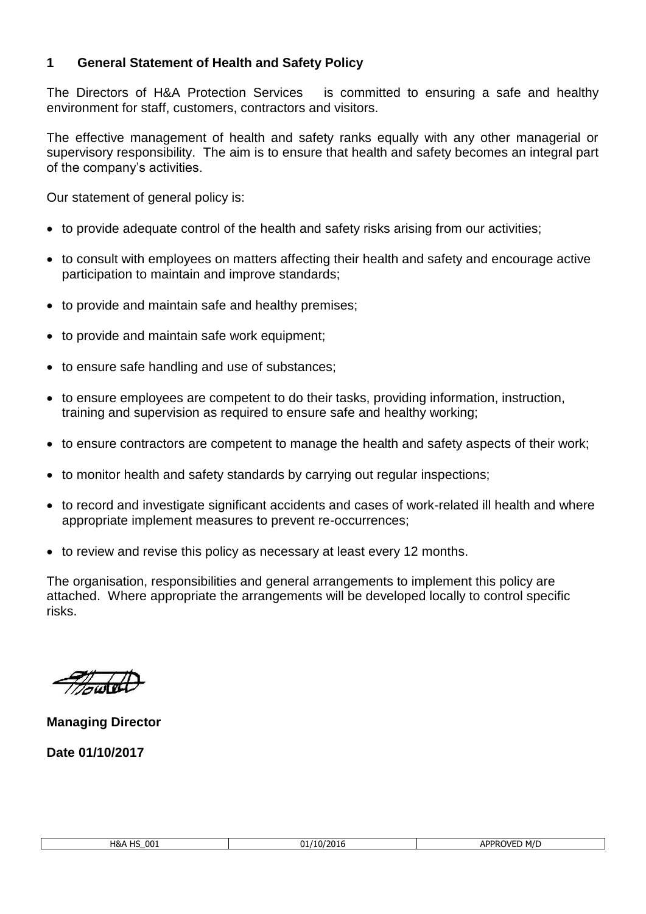## 1 General Statement of Health and Safety Policy

The Directors of H&A Protection Services is committed to ensuring a safe and healthy environment for staff, customers, contractors and visitors.

The effective management of health and safety ranks equally with any other managerial or supervisory responsibility. The aim is to ensure that health and safety becomes an integral part of the company's activities.

Our statement of general policy is:

- to provide adequate control of the health and safety risks arising from our activities;
- to consult with employees on matters affecting their health and safety and encourage active participation to maintain and improve standards;
- to provide and maintain safe and healthy premises;
- to provide and maintain safe work equipment;
- to ensure safe handling and use of substances;
- to ensure employees are competent to do their tasks, providing information, instruction, training and supervision as required to ensure safe and healthy working;
- to ensure contractors are competent to manage the health and safety aspects of their work;
- to monitor health and safety standards by carrying out regular inspections;
- to record and investigate significant accidents and cases of work-related ill health and where appropriate implement measures to prevent re-occurrences;
- to review and revise this policy as necessary at least every 12 months.

The organisation, responsibilities and general arrangements to implement this policy are attached. Where appropriate the arrangements will be developed locally to control specific risks.

**Managing Director**

**Date 01/10/2017**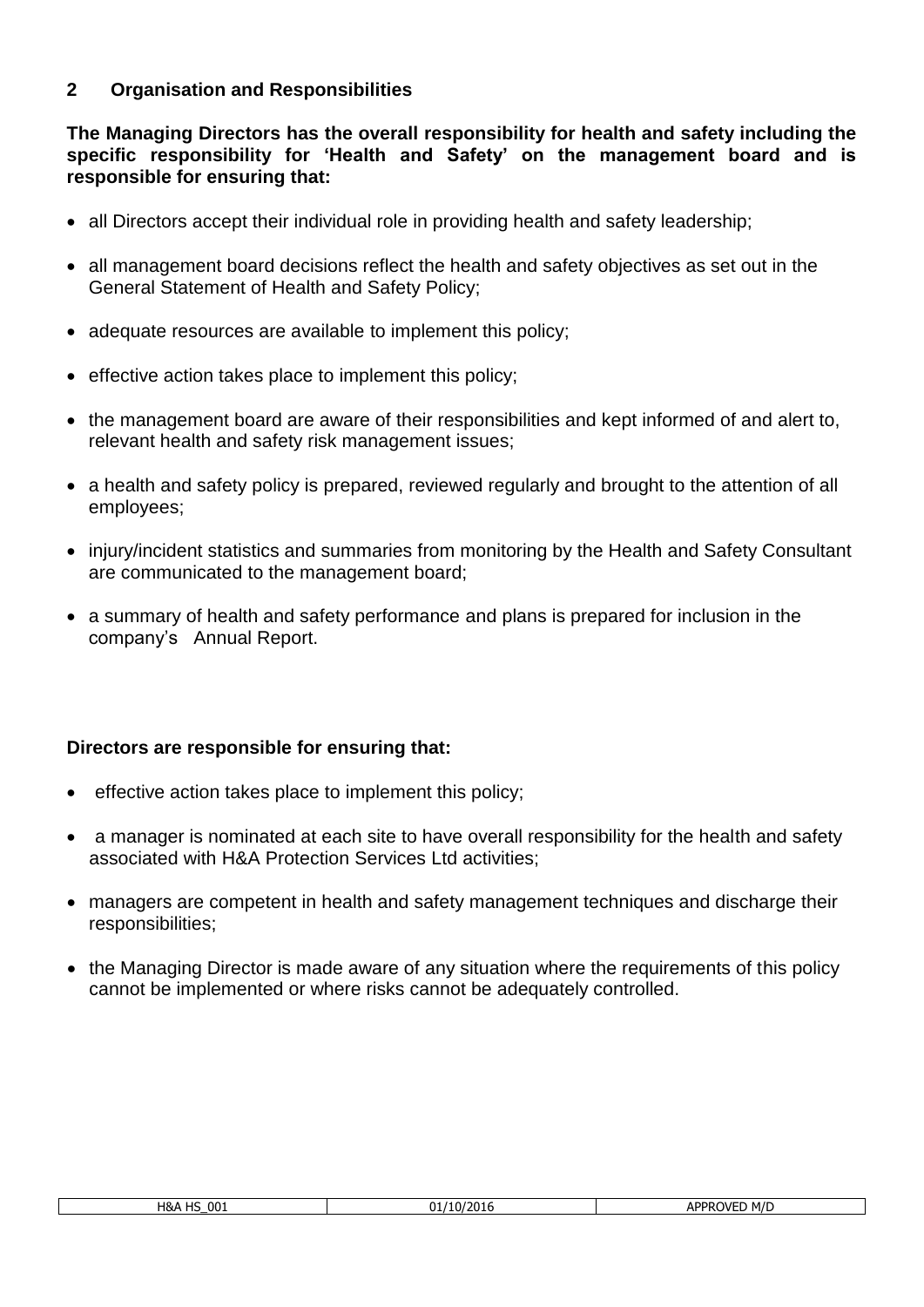## 2 Organisation and Responsibilities

**The Managing Directors has the overall responsibility for health and safety including the specific responsibility for 'Health and Safety' on the management board and is responsible for ensuring that:**

- all Directors accept their individual role in providing health and safety leadership;
- all management board decisions reflect the health and safety objectives as set out in the General Statement of Health and Safety Policy;
- adequate resources are available to implement this policy;
- effective action takes place to implement this policy;
- the management board are aware of their responsibilities and kept informed of and alert to, relevant health and safety risk management issues;
- a health and safety policy is prepared, reviewed regularly and brought to the attention of all employees;
- injury/incident statistics and summaries from monitoring by the Health and Safety Consultant are communicated to the management board;
- a summary of health and safety performance and plans is prepared for inclusion in the company's Annual Report.

**Directors are responsible for ensuring that:**

- effective action takes place to implement this policy;
- a manager is nominated at each site to have overall responsibility for the health and safety associated with H&A Protection Services Ltd activities;
- managers are competent in health and safety management techniques and discharge their responsibilities;
- the Managing Director is made aware of any situation where the requirements of this policy cannot be implemented or where risks cannot be adequately controlled.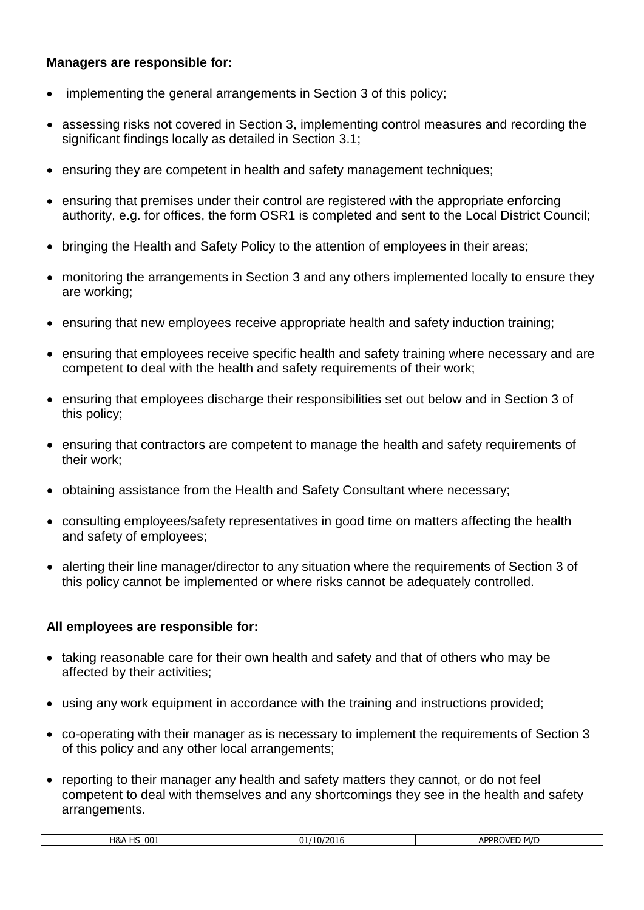**Managers are responsible for:**

- implementing the general arrangements in Section 3 of this policy;
- assessing risks not covered in Section 3, implementing control measures and recording the significant findings locally as detailed in Section 3.1;
- ensuring they are competent in health and safety management techniques;
- ensuring that premises under their control are registered with the appropriate enforcing authority, e.g. for offices, the form OSR1 is completed and sent to the Local District Council;
- bringing the Health and Safety Policy to the attention of employees in their areas;
- monitoring the arrangements in Section 3 and any others implemented locally to ensure they are working;
- ensuring that new employees receive appropriate health and safety induction training;
- ensuring that employees receive specific health and safety training where necessary and are competent to deal with the health and safety requirements of their work;
- ensuring that employees discharge their responsibilities set out below and in Section 3 of this policy;
- ensuring that contractors are competent to manage the health and safety requirements of their work;
- obtaining assistance from the Health and Safety Consultant where necessary;
- consulting employees/safety representatives in good time on matters affecting the health and safety of employees;
- alerting their line manager/director to any situation where the requirements of Section 3 of this policy cannot be implemented or where risks cannot be adequately controlled.

**All employees are responsible for:**

- taking reasonable care for their own health and safety and that of others who may be affected by their activities;
- using any work equipment in accordance with the training and instructions provided;
- co-operating with their manager as is necessary to implement the requirements of Section 3 of this policy and any other local arrangements;
- reporting to their manager any health and safety matters they cannot, or do not feel competent to deal with themselves and any shortcomings they see in the health and safety arrangements.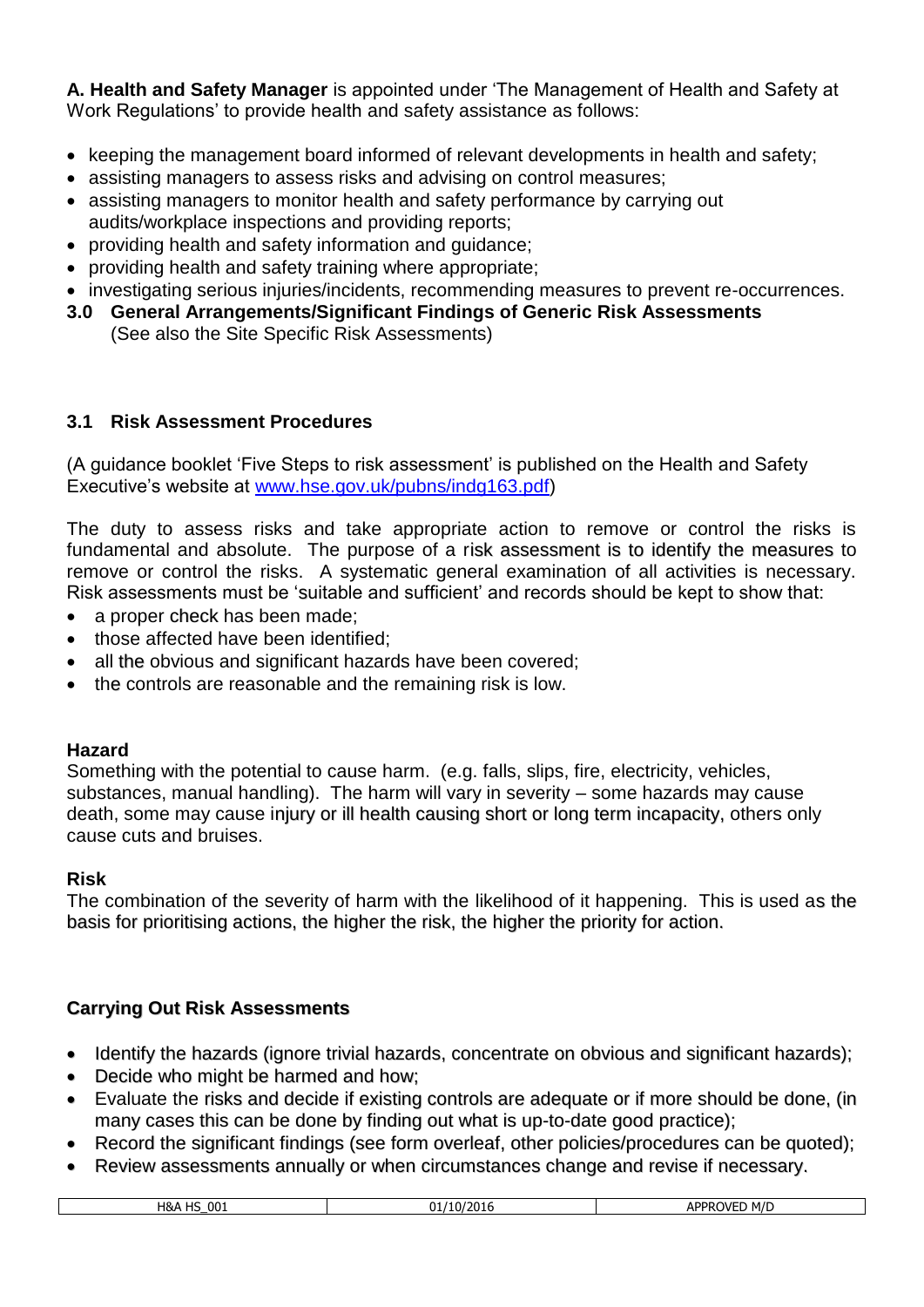**A. Health and Safety Manager** is appointed under 'The Management of Health and Safety at Work Regulations' to provide health and safety assistance as follows:

- keeping the management board informed of relevant developments in health and safety;
- assisting managers to assess risks and advising on control measures;
- assisting managers to monitor health and safety performance by carrying out audits/workplace inspections and providing reports;
- providing health and safety information and guidance;
- providing health and safety training where appropriate;
- investigating serious injuries/incidents, recommending measures to prevent re-occurrences.

## 3.0 General Arrangements/Significant Findings of Generic Risk Assessments

(See also the Site Specific Risk Assessments)

### 3.1 Risk Assessment Procedures

(A guidance booklet 'Five Steps to risk assessment' is published on the Health and Safety Executive's website at [www.hse.gov.uk/pubns/indg163.pdf](http://www.hse.gov.uk/pubns/indg163.pdf))

The duty to assess risks and take appropriate action to remove or control the risks is fundamental and absolute. The purpose of a risk assessment is to identify the measures to remove or control the risks. A systematic general examination of all activities is necessary. Risk assessments must be 'suitable and sufficient' and records should be kept to show that:

- a proper check has been made;
- those affected have been identified;
- all the obvious and significant hazards have been covered;
- the controls are reasonable and the remaining risk is low.

**Hazard**

Something with the potential to cause harm. (e.g. falls, slips, fire, electricity, vehicles, substances, manual handling). The harm will vary in severity – some hazards may cause death, some may cause injury or ill health causing short or long term incapacity, others only cause cuts and bruises.

**Risk**

The combination of the severity of harm with the likelihood of it happening. This is used as the basis for prioritising actions, the higher the risk, the higher the priority for action.

**Carrying Out Risk Assessments**

- Identify the hazards (ignore trivial hazards, concentrate on obvious and significant hazards);
- Decide who might be harmed and how;
- Evaluate the risks and decide if existing controls are adequate or if more should be done, (in many cases this can be done by finding out what is up-to-date good practice);
- Record the significant findings (see form overleaf, other policies/procedures can be quoted);
- Review assessments annually or when circumstances change and revise if necessary.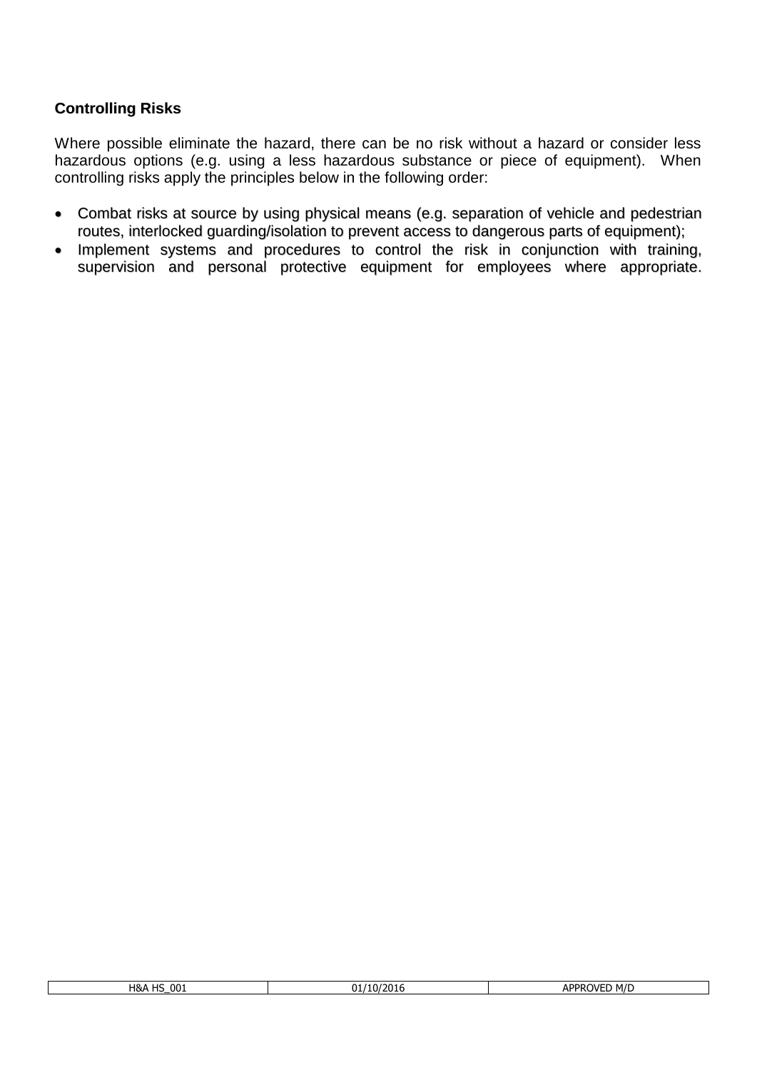## Controlling Risks

Where possible eliminate the hazard, there can be no risk without a hazard or consider less hazardous options (e.g. using a less hazardous substance or piece of equipment). When controlling risks apply the principles below in the following order:

- Combat risks at source by using physical means (e.g. separation of vehicle and pedestrian routes, interlocked guarding/isolation to prevent access to dangerous parts of equipment);
- Implement systems and procedures to control the risk in conjunction with training, supervision and personal protective equipment for employees where appropriate.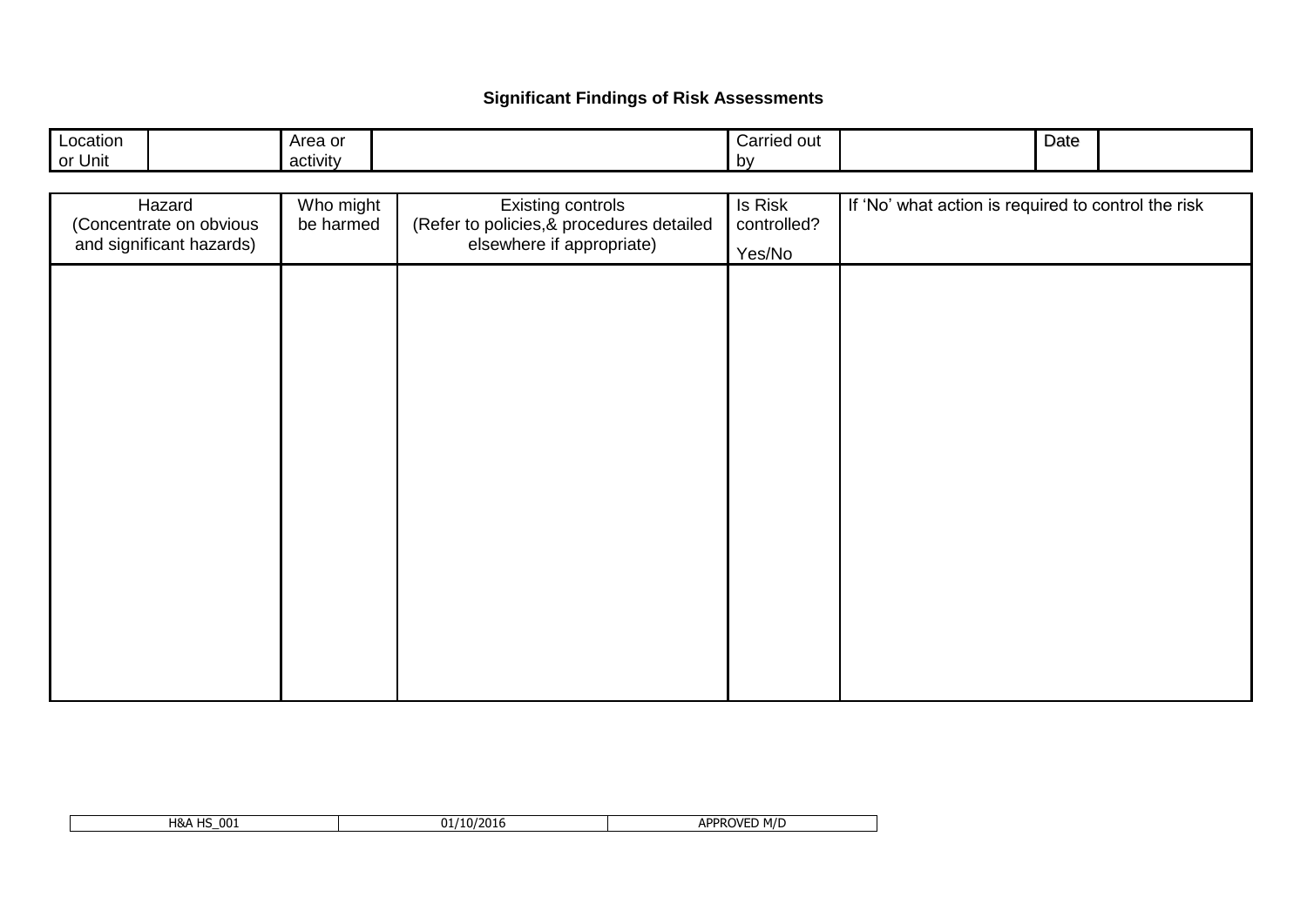## Significant Findings of Risk Assessments

| Location or Unit | | Area or activity | | Carried out by | | Date | |
|---|---|---|---|---|---|---|---|

| Hazard (Concentrate on obvious and significant hazards) | Who might be harmed | Existing controls (Refer to policies,& procedures detailed elsewhere if appropriate) | Is Risk controlled? Yes/No | If 'No' what action is required to control the risk |
|---|---|---|---|---|
| | | | | |

| H&A HS_001 | 01/10/2016 | APPROVED M/D |
|---|---|---|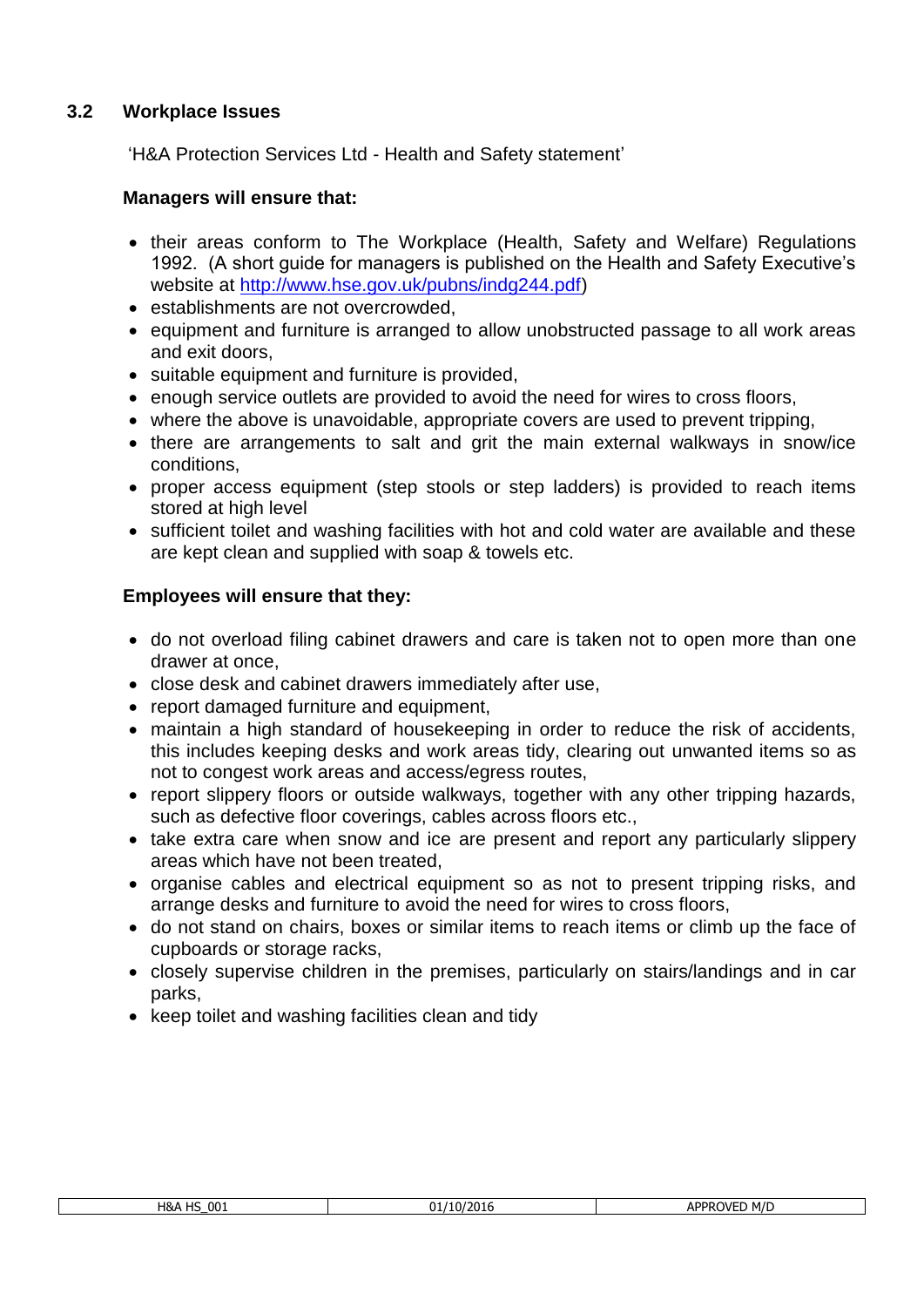## 3.2 Workplace Issues

'H&A Protection Services Ltd - Health and Safety statement'

**Managers will ensure that:**

- their areas conform to The Workplace (Health, Safety and Welfare) Regulations 1992. (A short guide for managers is published on the Health and Safety Executive's website at http://www.hse.gov.uk/pubns/indg244.pdf)
- establishments are not overcrowded,
- equipment and furniture is arranged to allow unobstructed passage to all work areas and exit doors,
- suitable equipment and furniture is provided,
- enough service outlets are provided to avoid the need for wires to cross floors,
- where the above is unavoidable, appropriate covers are used to prevent tripping,
- there are arrangements to salt and grit the main external walkways in snow/ice conditions,
- proper access equipment (step stools or step ladders) is provided to reach items stored at high level
- sufficient toilet and washing facilities with hot and cold water are available and these are kept clean and supplied with soap & towels etc.

**Employees will ensure that they:**

- do not overload filing cabinet drawers and care is taken not to open more than one drawer at once,
- close desk and cabinet drawers immediately after use,
- report damaged furniture and equipment,
- maintain a high standard of housekeeping in order to reduce the risk of accidents, this includes keeping desks and work areas tidy, clearing out unwanted items so as not to congest work areas and access/egress routes,
- report slippery floors or outside walkways, together with any other tripping hazards, such as defective floor coverings, cables across floors etc.,
- take extra care when snow and ice are present and report any particularly slippery areas which have not been treated,
- organise cables and electrical equipment so as not to present tripping risks, and arrange desks and furniture to avoid the need for wires to cross floors,
- do not stand on chairs, boxes or similar items to reach items or climb up the face of cupboards or storage racks,
- closely supervise children in the premises, particularly on stairs/landings and in car parks,
- keep toilet and washing facilities clean and tidy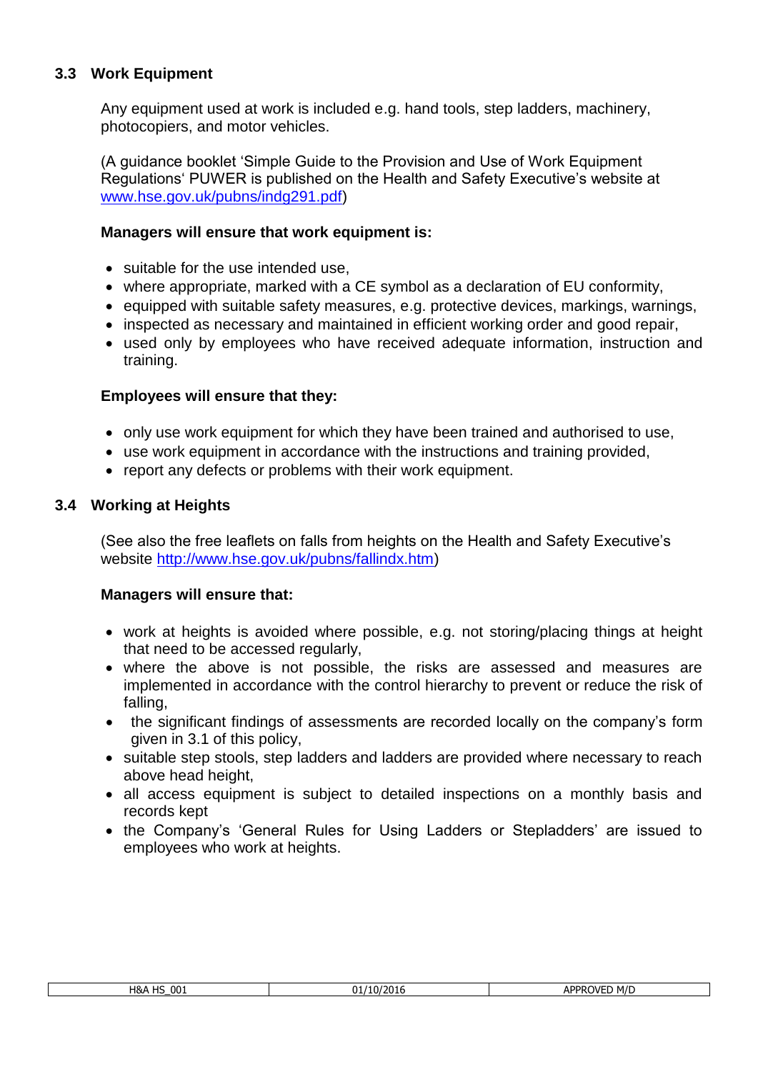## 3.3 Work Equipment

Any equipment used at work is included e.g. hand tools, step ladders, machinery, photocopiers, and motor vehicles.

(A guidance booklet 'Simple Guide to the Provision and Use of Work Equipment Regulations' PUWER is published on the Health and Safety Executive's website at [www.hse.gov.uk/pubns/indg291.pdf](http://www.hse.gov.uk/pubns/indg291.pdf))

**Managers will ensure that work equipment is:**

- suitable for the use intended use,
- where appropriate, marked with a CE symbol as a declaration of EU conformity,
- equipped with suitable safety measures, e.g. protective devices, markings, warnings,
- inspected as necessary and maintained in efficient working order and good repair,
- used only by employees who have received adequate information, instruction and training.

**Employees will ensure that they:**

- only use work equipment for which they have been trained and authorised to use,
- use work equipment in accordance with the instructions and training provided,
- report any defects or problems with their work equipment.

## 3.4 Working at Heights

(See also the free leaflets on falls from heights on the Health and Safety Executive's website [http://www.hse.gov.uk/pubns/fallindx.htm](http://www.hse.gov.uk/pubns/fallindx.htm))

**Managers will ensure that:**

- work at heights is avoided where possible, e.g. not storing/placing things at height that need to be accessed regularly,
- where the above is not possible, the risks are assessed and measures are implemented in accordance with the control hierarchy to prevent or reduce the risk of falling,
- the significant findings of assessments are recorded locally on the company's form given in 3.1 of this policy,
- suitable step stools, step ladders and ladders are provided where necessary to reach above head height,
- all access equipment is subject to detailed inspections on a monthly basis and records kept
- the Company's 'General Rules for Using Ladders or Stepladders' are issued to employees who work at heights.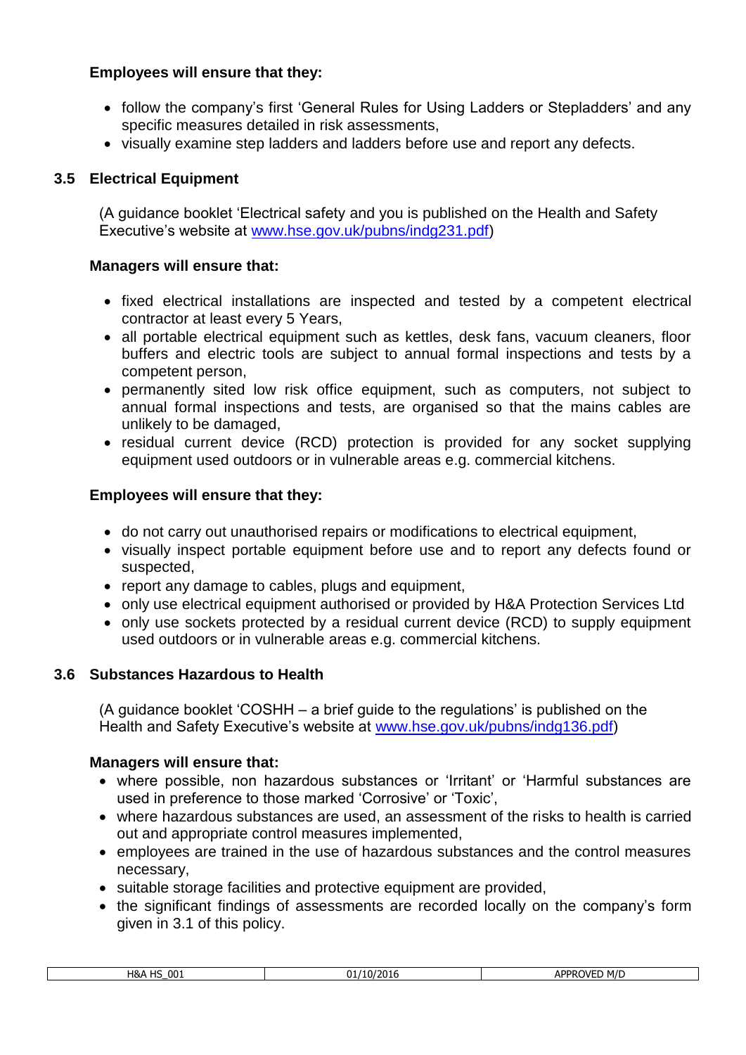**Employees will ensure that they:**

- follow the company's first 'General Rules for Using Ladders or Stepladders' and any specific measures detailed in risk assessments,
- visually examine step ladders and ladders before use and report any defects.

## 3.5 Electrical Equipment

(A guidance booklet 'Electrical safety and you is published on the Health and Safety Executive's website at [www.hse.gov.uk/pubns/indg231.pdf](www.hse.gov.uk/pubns/indg231.pdf))

**Managers will ensure that:**

- fixed electrical installations are inspected and tested by a competent electrical contractor at least every 5 Years,
- all portable electrical equipment such as kettles, desk fans, vacuum cleaners, floor buffers and electric tools are subject to annual formal inspections and tests by a competent person,
- permanently sited low risk office equipment, such as computers, not subject to annual formal inspections and tests, are organised so that the mains cables are unlikely to be damaged,
- residual current device (RCD) protection is provided for any socket supplying equipment used outdoors or in vulnerable areas e.g. commercial kitchens.

**Employees will ensure that they:**

- do not carry out unauthorised repairs or modifications to electrical equipment,
- visually inspect portable equipment before use and to report any defects found or suspected,
- report any damage to cables, plugs and equipment,
- only use electrical equipment authorised or provided by H&A Protection Services Ltd
- only use sockets protected by a residual current device (RCD) to supply equipment used outdoors or in vulnerable areas e.g. commercial kitchens.

## 3.6 Substances Hazardous to Health

(A guidance booklet 'COSHH – a brief guide to the regulations' is published on the Health and Safety Executive's website at [www.hse.gov.uk/pubns/indg136.pdf](www.hse.gov.uk/pubns/indg136.pdf))

**Managers will ensure that:**

- where possible, non hazardous substances or 'Irritant' or 'Harmful substances are used in preference to those marked 'Corrosive' or 'Toxic',
- where hazardous substances are used, an assessment of the risks to health is carried out and appropriate control measures implemented,
- employees are trained in the use of hazardous substances and the control measures necessary,
- suitable storage facilities and protective equipment are provided,
- the significant findings of assessments are recorded locally on the company's form given in 3.1 of this policy.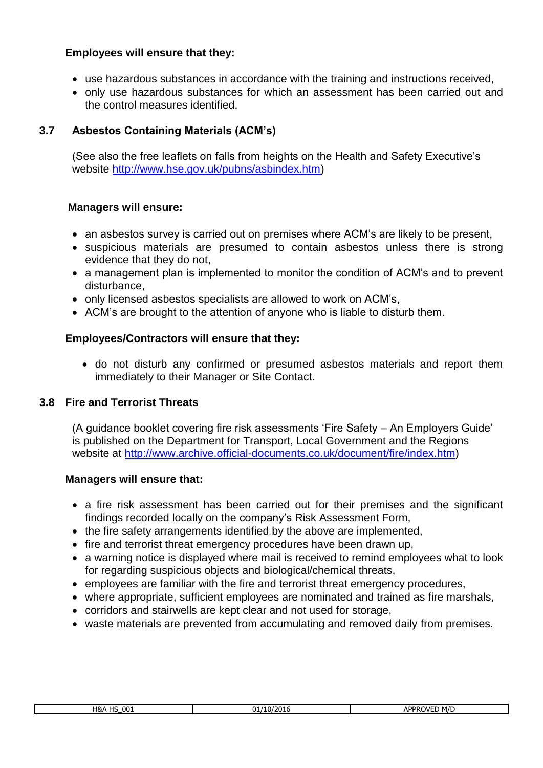**Employees will ensure that they:**

- use hazardous substances in accordance with the training and instructions received,
- only use hazardous substances for which an assessment has been carried out and the control measures identified.

### 3.7 Asbestos Containing Materials (ACM's)

(See also the free leaflets on falls from heights on the Health and Safety Executive's website http://www.hse.gov.uk/pubns/asbindex.htm)

**Managers will ensure:**

- an asbestos survey is carried out on premises where ACM's are likely to be present,
- suspicious materials are presumed to contain asbestos unless there is strong evidence that they do not,
- a management plan is implemented to monitor the condition of ACM's and to prevent disturbance,
- only licensed asbestos specialists are allowed to work on ACM's,
- ACM's are brought to the attention of anyone who is liable to disturb them.

**Employees/Contractors will ensure that they:**

- do not disturb any confirmed or presumed asbestos materials and report them immediately to their Manager or Site Contact.

### 3.8 Fire and Terrorist Threats

(A guidance booklet covering fire risk assessments 'Fire Safety – An Employers Guide' is published on the Department for Transport, Local Government and the Regions website at http://www.archive.official-documents.co.uk/document/fire/index.htm)

**Managers will ensure that:**

- a fire risk assessment has been carried out for their premises and the significant findings recorded locally on the company's Risk Assessment Form,
- the fire safety arrangements identified by the above are implemented,
- fire and terrorist threat emergency procedures have been drawn up,
- a warning notice is displayed where mail is received to remind employees what to look for regarding suspicious objects and biological/chemical threats,
- employees are familiar with the fire and terrorist threat emergency procedures,
- where appropriate, sufficient employees are nominated and trained as fire marshals,
- corridors and stairwells are kept clear and not used for storage,
- waste materials are prevented from accumulating and removed daily from premises.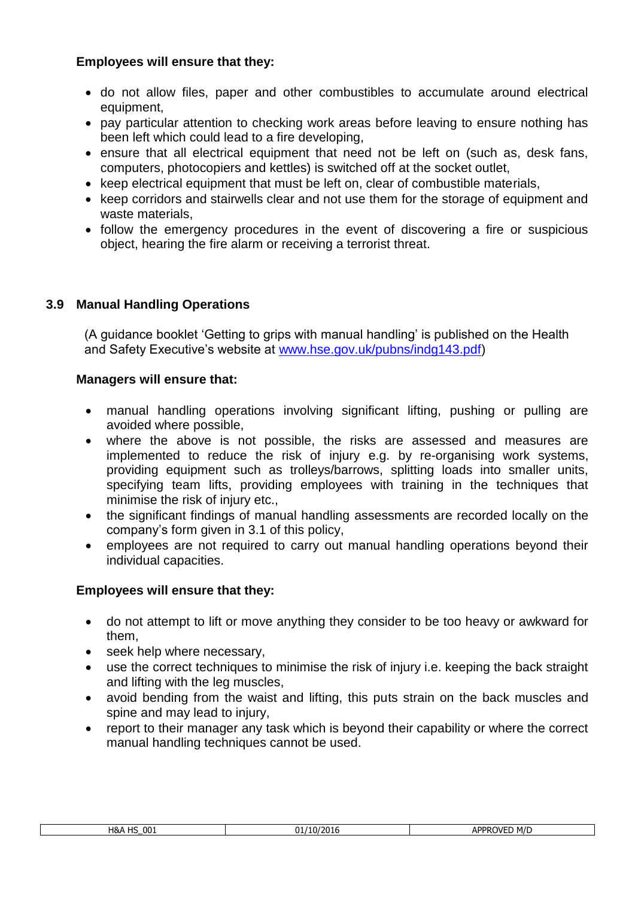**Employees will ensure that they:**

- do not allow files, paper and other combustibles to accumulate around electrical equipment,
- pay particular attention to checking work areas before leaving to ensure nothing has been left which could lead to a fire developing,
- ensure that all electrical equipment that need not be left on (such as, desk fans, computers, photocopiers and kettles) is switched off at the socket outlet,
- keep electrical equipment that must be left on, clear of combustible materials,
- keep corridors and stairwells clear and not use them for the storage of equipment and waste materials,
- follow the emergency procedures in the event of discovering a fire or suspicious object, hearing the fire alarm or receiving a terrorist threat.

### 3.9 Manual Handling Operations

(A guidance booklet 'Getting to grips with manual handling' is published on the Health and Safety Executive's website at [www.hse.gov.uk/pubns/indg143.pdf](www.hse.gov.uk/pubns/indg143.pdf))

**Managers will ensure that:**

- manual handling operations involving significant lifting, pushing or pulling are avoided where possible,
- where the above is not possible, the risks are assessed and measures are implemented to reduce the risk of injury e.g. by re-organising work systems, providing equipment such as trolleys/barrows, splitting loads into smaller units, specifying team lifts, providing employees with training in the techniques that minimise the risk of injury etc.,
- the significant findings of manual handling assessments are recorded locally on the company's form given in 3.1 of this policy,
- employees are not required to carry out manual handling operations beyond their individual capacities.

**Employees will ensure that they:**

- do not attempt to lift or move anything they consider to be too heavy or awkward for them,
- seek help where necessary,
- use the correct techniques to minimise the risk of injury i.e. keeping the back straight and lifting with the leg muscles,
- avoid bending from the waist and lifting, this puts strain on the back muscles and spine and may lead to injury,
- report to their manager any task which is beyond their capability or where the correct manual handling techniques cannot be used.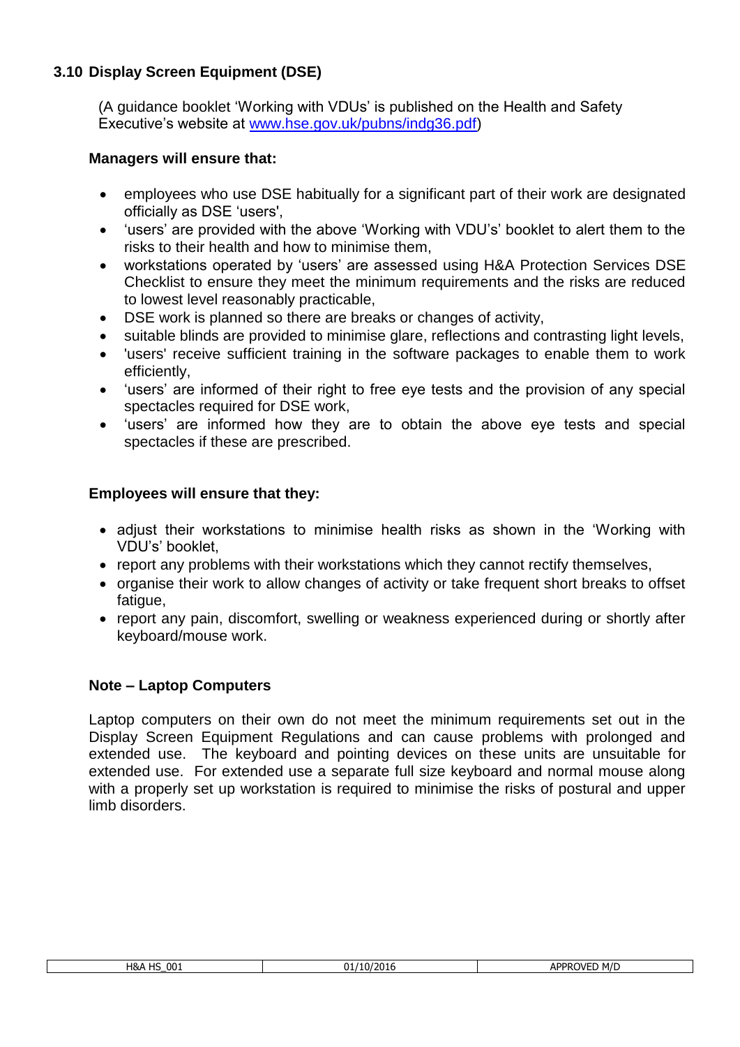### 3.10 Display Screen Equipment (DSE)

(A guidance booklet 'Working with VDUs' is published on the Health and Safety Executive's website at www.hse.gov.uk/pubns/indg36.pdf)

**Managers will ensure that:**

- employees who use DSE habitually for a significant part of their work are designated officially as DSE 'users',
- 'users' are provided with the above 'Working with VDU's' booklet to alert them to the risks to their health and how to minimise them,
- workstations operated by 'users' are assessed using H&A Protection Services DSE Checklist to ensure they meet the minimum requirements and the risks are reduced to lowest level reasonably practicable,
- DSE work is planned so there are breaks or changes of activity,
- suitable blinds are provided to minimise glare, reflections and contrasting light levels,
- 'users' receive sufficient training in the software packages to enable them to work efficiently,
- 'users' are informed of their right to free eye tests and the provision of any special spectacles required for DSE work,
- 'users' are informed how they are to obtain the above eye tests and special spectacles if these are prescribed.

**Employees will ensure that they:**

- adjust their workstations to minimise health risks as shown in the 'Working with VDU's' booklet,
- report any problems with their workstations which they cannot rectify themselves,
- organise their work to allow changes of activity or take frequent short breaks to offset fatigue,
- report any pain, discomfort, swelling or weakness experienced during or shortly after keyboard/mouse work.

**Note – Laptop Computers**

Laptop computers on their own do not meet the minimum requirements set out in the Display Screen Equipment Regulations and can cause problems with prolonged and extended use. The keyboard and pointing devices on these units are unsuitable for extended use. For extended use a separate full size keyboard and normal mouse along with a properly set up workstation is required to minimise the risks of postural and upper limb disorders.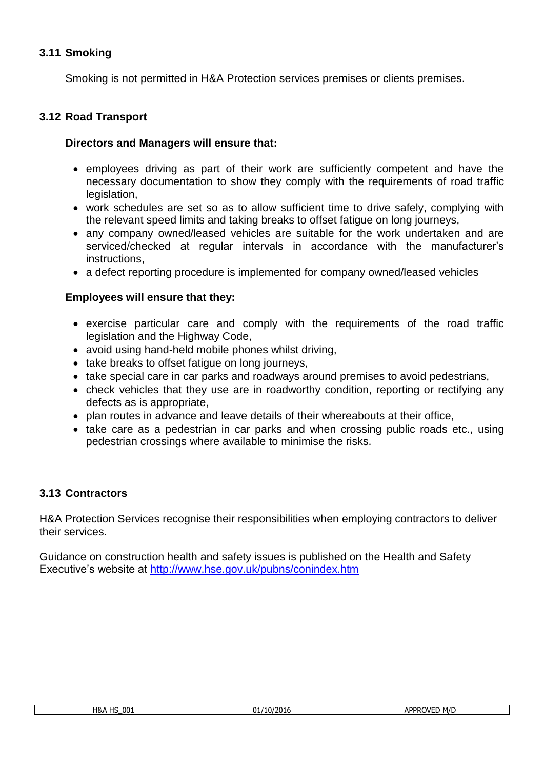### 3.11 Smoking

Smoking is not permitted in H&A Protection services premises or clients premises.

### 3.12 Road Transport

**Directors and Managers will ensure that:**

- employees driving as part of their work are sufficiently competent and have the necessary documentation to show they comply with the requirements of road traffic legislation,
- work schedules are set so as to allow sufficient time to drive safely, complying with the relevant speed limits and taking breaks to offset fatigue on long journeys,
- any company owned/leased vehicles are suitable for the work undertaken and are serviced/checked at regular intervals in accordance with the manufacturer's instructions,
- a defect reporting procedure is implemented for company owned/leased vehicles

**Employees will ensure that they:**

- exercise particular care and comply with the requirements of the road traffic legislation and the Highway Code,
- avoid using hand-held mobile phones whilst driving,
- take breaks to offset fatigue on long journeys,
- take special care in car parks and roadways around premises to avoid pedestrians,
- check vehicles that they use are in roadworthy condition, reporting or rectifying any defects as is appropriate,
- plan routes in advance and leave details of their whereabouts at their office,
- take care as a pedestrian in car parks and when crossing public roads etc., using pedestrian crossings where available to minimise the risks.

### 3.13 Contractors

H&A Protection Services recognise their responsibilities when employing contractors to deliver their services.

Guidance on construction health and safety issues is published on the Health and Safety Executive's website at [http://www.hse.gov.uk/pubns/conindex.htm](http://www.hse.gov.uk/pubns/conindex.htm)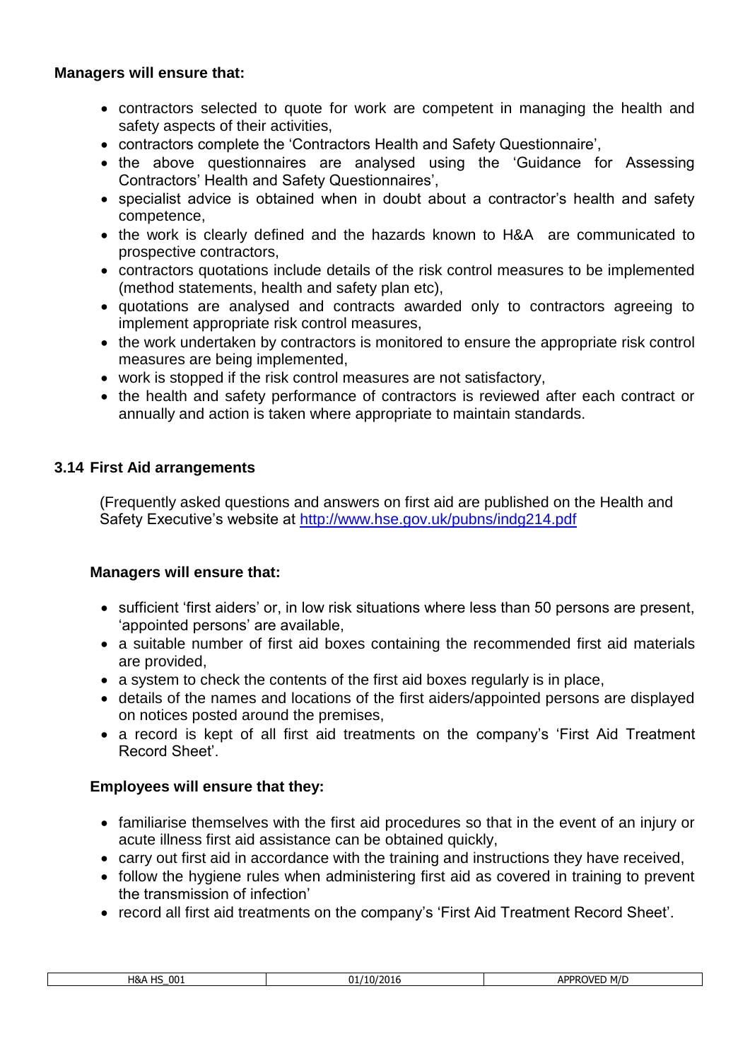**Managers will ensure that:**

- contractors selected to quote for work are competent in managing the health and safety aspects of their activities,
- contractors complete the 'Contractors Health and Safety Questionnaire',
- the above questionnaires are analysed using the 'Guidance for Assessing Contractors' Health and Safety Questionnaires',
- specialist advice is obtained when in doubt about a contractor's health and safety competence,
- the work is clearly defined and the hazards known to H&A are communicated to prospective contractors,
- contractors quotations include details of the risk control measures to be implemented (method statements, health and safety plan etc),
- quotations are analysed and contracts awarded only to contractors agreeing to implement appropriate risk control measures,
- the work undertaken by contractors is monitored to ensure the appropriate risk control measures are being implemented,
- work is stopped if the risk control measures are not satisfactory,
- the health and safety performance of contractors is reviewed after each contract or annually and action is taken where appropriate to maintain standards.

### 3.14 First Aid arrangements

(Frequently asked questions and answers on first aid are published on the Health and Safety Executive's website at [http://www.hse.gov.uk/pubns/indg214.pdf](http://www.hse.gov.uk/pubns/indg214.pdf)

**Managers will ensure that:**

- sufficient 'first aiders' or, in low risk situations where less than 50 persons are present, 'appointed persons' are available,
- a suitable number of first aid boxes containing the recommended first aid materials are provided,
- a system to check the contents of the first aid boxes regularly is in place,
- details of the names and locations of the first aiders/appointed persons are displayed on notices posted around the premises,
- a record is kept of all first aid treatments on the company's 'First Aid Treatment Record Sheet'.

**Employees will ensure that they:**

- familiarise themselves with the first aid procedures so that in the event of an injury or acute illness first aid assistance can be obtained quickly,
- carry out first aid in accordance with the training and instructions they have received,
- follow the hygiene rules when administering first aid as covered in training to prevent the transmission of infection'
- record all first aid treatments on the company's 'First Aid Treatment Record Sheet'.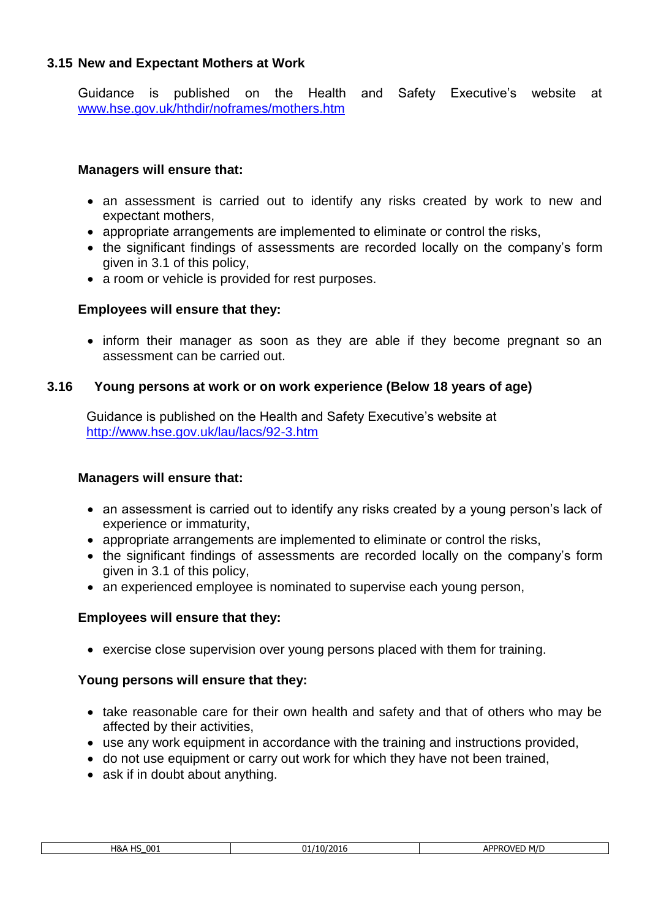### 3.15 New and Expectant Mothers at Work

Guidance is published on the Health and Safety Executive's website at www.hse.gov.uk/hthdir/noframes/mothers.htm

**Managers will ensure that:**

- an assessment is carried out to identify any risks created by work to new and expectant mothers,
- appropriate arrangements are implemented to eliminate or control the risks,
- the significant findings of assessments are recorded locally on the company's form given in 3.1 of this policy,
- a room or vehicle is provided for rest purposes.

**Employees will ensure that they:**

- inform their manager as soon as they are able if they become pregnant so an assessment can be carried out.

### 3.16 Young persons at work or on work experience (Below 18 years of age)

Guidance is published on the Health and Safety Executive's website at http://www.hse.gov.uk/lau/lacs/92-3.htm

**Managers will ensure that:**

- an assessment is carried out to identify any risks created by a young person's lack of experience or immaturity,
- appropriate arrangements are implemented to eliminate or control the risks,
- the significant findings of assessments are recorded locally on the company's form given in 3.1 of this policy,
- an experienced employee is nominated to supervise each young person,

**Employees will ensure that they:**

- exercise close supervision over young persons placed with them for training.

**Young persons will ensure that they:**

- take reasonable care for their own health and safety and that of others who may be affected by their activities,
- use any work equipment in accordance with the training and instructions provided,
- do not use equipment or carry out work for which they have not been trained,
- ask if in doubt about anything.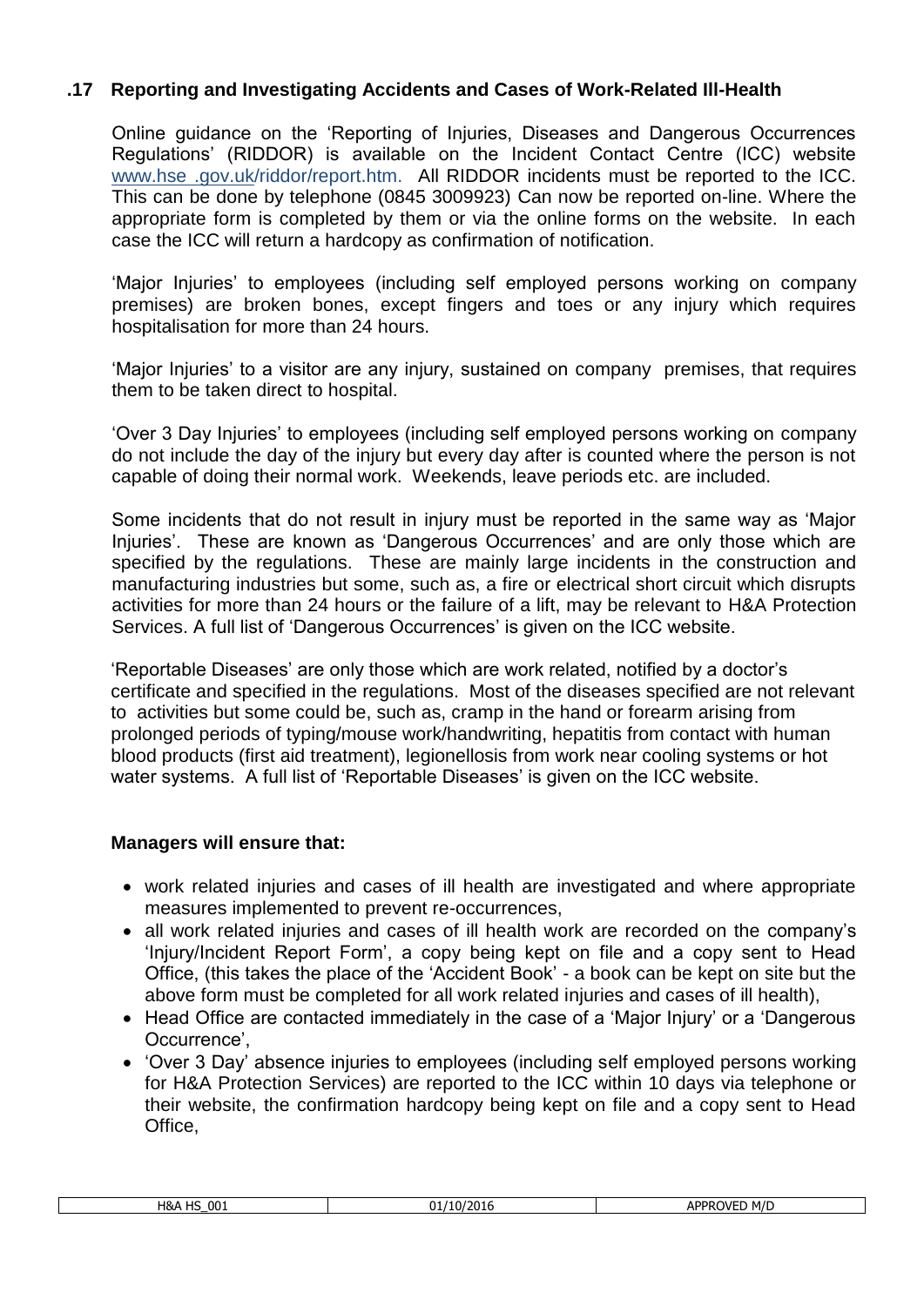### .17 Reporting and Investigating Accidents and Cases of Work-Related Ill-Health

Online guidance on the 'Reporting of Injuries, Diseases and Dangerous Occurrences Regulations' (RIDDOR) is available on the Incident Contact Centre (ICC) website www.hse .gov.uk/riddor/report.htm. All RIDDOR incidents must be reported to the ICC. This can be done by telephone (0845 3009923) Can now be reported on-line. Where the appropriate form is completed by them or via the online forms on the website. In each case the ICC will return a hardcopy as confirmation of notification.

'Major Injuries' to employees (including self employed persons working on company premises) are broken bones, except fingers and toes or any injury which requires hospitalisation for more than 24 hours.

'Major Injuries' to a visitor are any injury, sustained on company premises, that requires them to be taken direct to hospital.

'Over 3 Day Injuries' to employees (including self employed persons working on company do not include the day of the injury but every day after is counted where the person is not capable of doing their normal work. Weekends, leave periods etc. are included.

Some incidents that do not result in injury must be reported in the same way as 'Major Injuries'. These are known as 'Dangerous Occurrences' and are only those which are specified by the regulations. These are mainly large incidents in the construction and manufacturing industries but some, such as, a fire or electrical short circuit which disrupts activities for more than 24 hours or the failure of a lift, may be relevant to H&A Protection Services. A full list of 'Dangerous Occurrences' is given on the ICC website.

'Reportable Diseases' are only those which are work related, notified by a doctor's certificate and specified in the regulations. Most of the diseases specified are not relevant to activities but some could be, such as, cramp in the hand or forearm arising from prolonged periods of typing/mouse work/handwriting, hepatitis from contact with human blood products (first aid treatment), legionellosis from work near cooling systems or hot water systems. A full list of 'Reportable Diseases' is given on the ICC website.

**Managers will ensure that:**

- work related injuries and cases of ill health are investigated and where appropriate measures implemented to prevent re-occurrences,
- all work related injuries and cases of ill health work are recorded on the company's 'Injury/Incident Report Form', a copy being kept on file and a copy sent to Head Office, (this takes the place of the 'Accident Book' - a book can be kept on site but the above form must be completed for all work related injuries and cases of ill health),
- Head Office are contacted immediately in the case of a 'Major Injury' or a 'Dangerous Occurrence',
- 'Over 3 Day' absence injuries to employees (including self employed persons working for H&A Protection Services) are reported to the ICC within 10 days via telephone or their website, the confirmation hardcopy being kept on file and a copy sent to Head Office,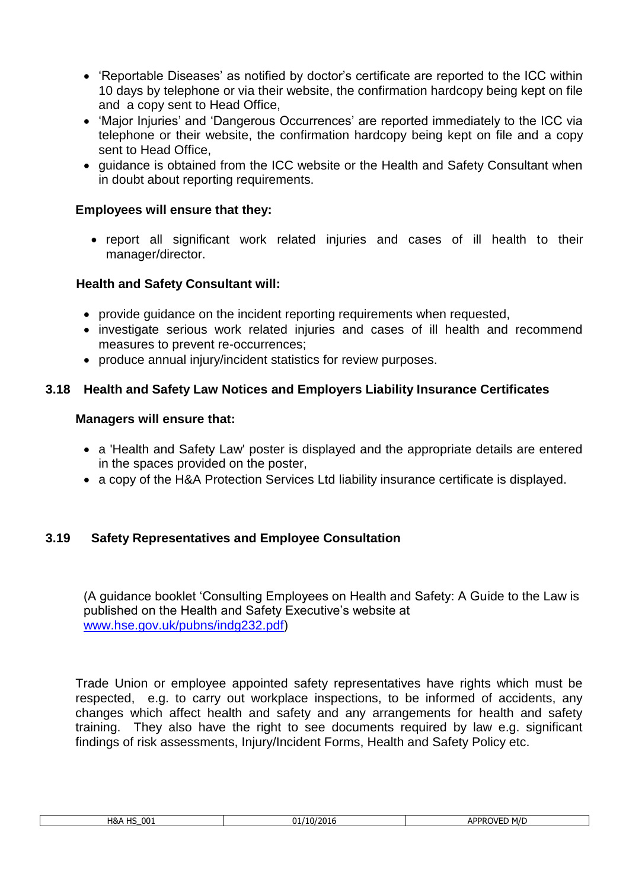- 'Reportable Diseases' as notified by doctor's certificate are reported to the ICC within 10 days by telephone or via their website, the confirmation hardcopy being kept on file and a copy sent to Head Office,
- 'Major Injuries' and 'Dangerous Occurrences' are reported immediately to the ICC via telephone or their website, the confirmation hardcopy being kept on file and a copy sent to Head Office,
- guidance is obtained from the ICC website or the Health and Safety Consultant when in doubt about reporting requirements.

**Employees will ensure that they:**

- report all significant work related injuries and cases of ill health to their manager/director.

**Health and Safety Consultant will:**

- provide guidance on the incident reporting requirements when requested,
- investigate serious work related injuries and cases of ill health and recommend measures to prevent re-occurrences;
- produce annual injury/incident statistics for review purposes.

### 3.18 Health and Safety Law Notices and Employers Liability Insurance Certificates

**Managers will ensure that:**

- a 'Health and Safety Law' poster is displayed and the appropriate details are entered in the spaces provided on the poster,
- a copy of the H&A Protection Services Ltd liability insurance certificate is displayed.

### 3.19 Safety Representatives and Employee Consultation

(A guidance booklet 'Consulting Employees on Health and Safety: A Guide to the Law is published on the Health and Safety Executive's website at www.hse.gov.uk/pubns/indg232.pdf)

Trade Union or employee appointed safety representatives have rights which must be respected, e.g. to carry out workplace inspections, to be informed of accidents, any changes which affect health and safety and any arrangements for health and safety training. They also have the right to see documents required by law e.g. significant findings of risk assessments, Injury/Incident Forms, Health and Safety Policy etc.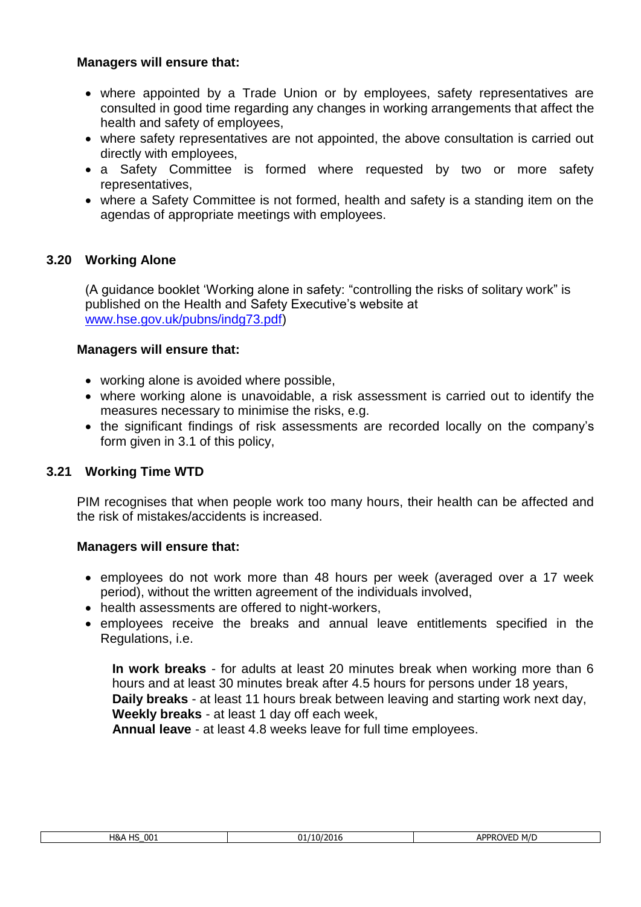**Managers will ensure that:**

- where appointed by a Trade Union or by employees, safety representatives are consulted in good time regarding any changes in working arrangements that affect the health and safety of employees,
- where safety representatives are not appointed, the above consultation is carried out directly with employees,
- a Safety Committee is formed where requested by two or more safety representatives,
- where a Safety Committee is not formed, health and safety is a standing item on the agendas of appropriate meetings with employees.

### 3.20 Working Alone

(A guidance booklet 'Working alone in safety: "controlling the risks of solitary work" is published on the Health and Safety Executive's website at [www.hse.gov.uk/pubns/indg73.pdf](www.hse.gov.uk/pubns/indg73.pdf))

**Managers will ensure that:**

- working alone is avoided where possible,
- where working alone is unavoidable, a risk assessment is carried out to identify the measures necessary to minimise the risks, e.g.
- the significant findings of risk assessments are recorded locally on the company's form given in 3.1 of this policy,

### 3.21 Working Time WTD

PIM recognises that when people work too many hours, their health can be affected and the risk of mistakes/accidents is increased.

**Managers will ensure that:**

- employees do not work more than 48 hours per week (averaged over a 17 week period), without the written agreement of the individuals involved,
- health assessments are offered to night-workers,
- employees receive the breaks and annual leave entitlements specified in the Regulations, i.e.

**In work breaks** - for adults at least 20 minutes break when working more than 6 hours and at least 30 minutes break after 4.5 hours for persons under 18 years,
**Daily breaks** - at least 11 hours break between leaving and starting work next day,
**Weekly breaks** - at least 1 day off each week,
**Annual leave** - at least 4.8 weeks leave for full time employees.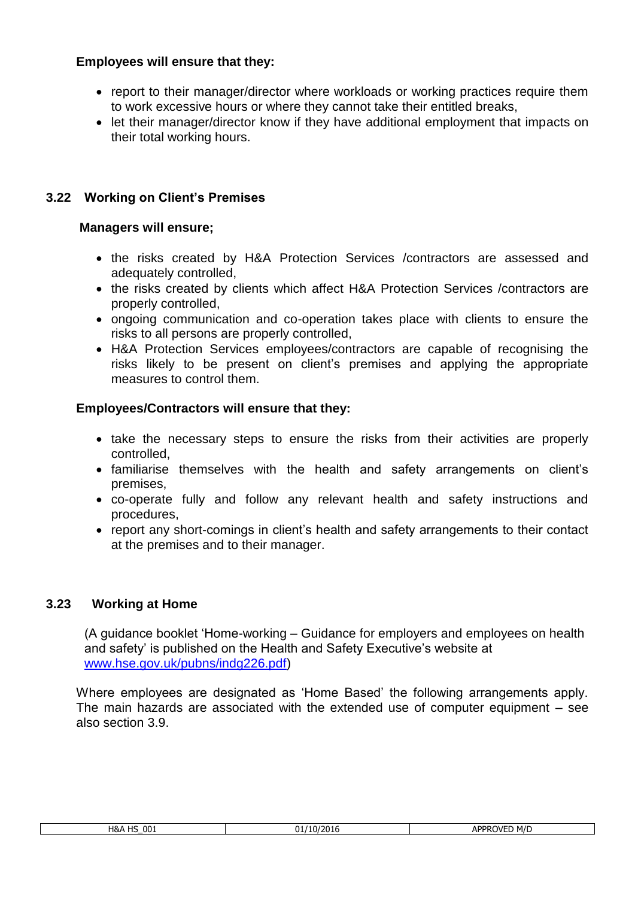**Employees will ensure that they:**

- report to their manager/director where workloads or working practices require them to work excessive hours or where they cannot take their entitled breaks,
- let their manager/director know if they have additional employment that impacts on their total working hours.

### 3.22 Working on Client's Premises

**Managers will ensure;**

- the risks created by H&A Protection Services /contractors are assessed and adequately controlled,
- the risks created by clients which affect H&A Protection Services /contractors are properly controlled,
- ongoing communication and co-operation takes place with clients to ensure the risks to all persons are properly controlled,
- H&A Protection Services employees/contractors are capable of recognising the risks likely to be present on client's premises and applying the appropriate measures to control them.

**Employees/Contractors will ensure that they:**

- take the necessary steps to ensure the risks from their activities are properly controlled,
- familiarise themselves with the health and safety arrangements on client's premises,
- co-operate fully and follow any relevant health and safety instructions and procedures,
- report any short-comings in client's health and safety arrangements to their contact at the premises and to their manager.

### 3.23 Working at Home

(A guidance booklet 'Home-working – Guidance for employers and employees on health and safety' is published on the Health and Safety Executive's website at www.hse.gov.uk/pubns/indg226.pdf)

Where employees are designated as 'Home Based' the following arrangements apply. The main hazards are associated with the extended use of computer equipment – see also section 3.9.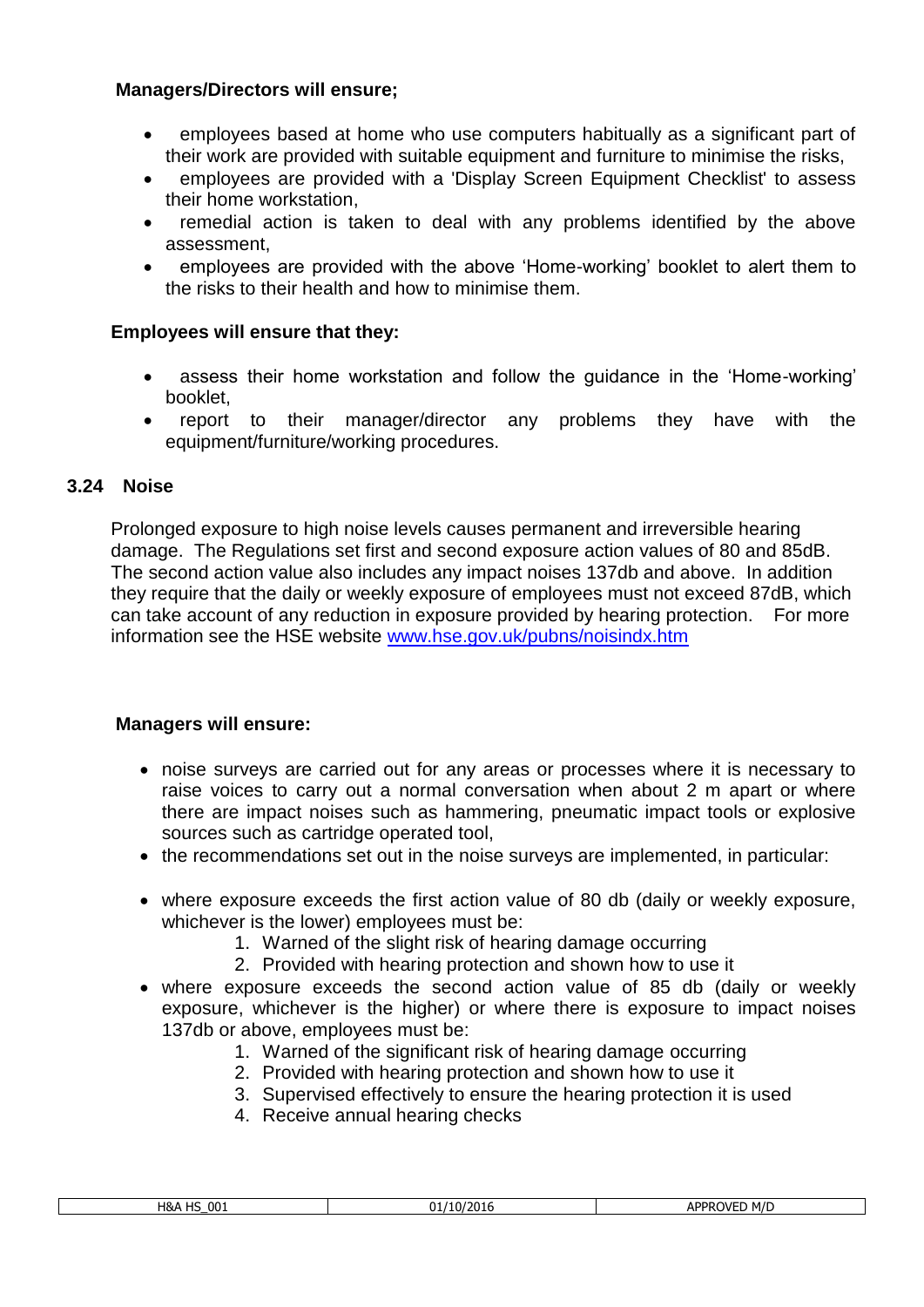**Managers/Directors will ensure;**

- employees based at home who use computers habitually as a significant part of their work are provided with suitable equipment and furniture to minimise the risks,
- employees are provided with a 'Display Screen Equipment Checklist' to assess their home workstation,
- remedial action is taken to deal with any problems identified by the above assessment,
- employees are provided with the above 'Home-working' booklet to alert them to the risks to their health and how to minimise them.

**Employees will ensure that they:**

- assess their home workstation and follow the guidance in the 'Home-working' booklet,
- report to their manager/director any problems they have with the equipment/furniture/working procedures.

### 3.24 Noise

Prolonged exposure to high noise levels causes permanent and irreversible hearing damage. The Regulations set first and second exposure action values of 80 and 85dB. The second action value also includes any impact noises 137db and above. In addition they require that the daily or weekly exposure of employees must not exceed 87dB, which can take account of any reduction in exposure provided by hearing protection. For more information see the HSE website www.hse.gov.uk/pubns/noisindx.htm

**Managers will ensure:**

- noise surveys are carried out for any areas or processes where it is necessary to raise voices to carry out a normal conversation when about 2 m apart or where there are impact noises such as hammering, pneumatic impact tools or explosive sources such as cartridge operated tool,
- the recommendations set out in the noise surveys are implemented, in particular:
- where exposure exceeds the first action value of 80 db (daily or weekly exposure, whichever is the lower) employees must be:
    1. Warned of the slight risk of hearing damage occurring
    2. Provided with hearing protection and shown how to use it
- where exposure exceeds the second action value of 85 db (daily or weekly exposure, whichever is the higher) or where there is exposure to impact noises 137db or above, employees must be:
    1. Warned of the significant risk of hearing damage occurring
    2. Provided with hearing protection and shown how to use it
    3. Supervised effectively to ensure the hearing protection it is used
    4. Receive annual hearing checks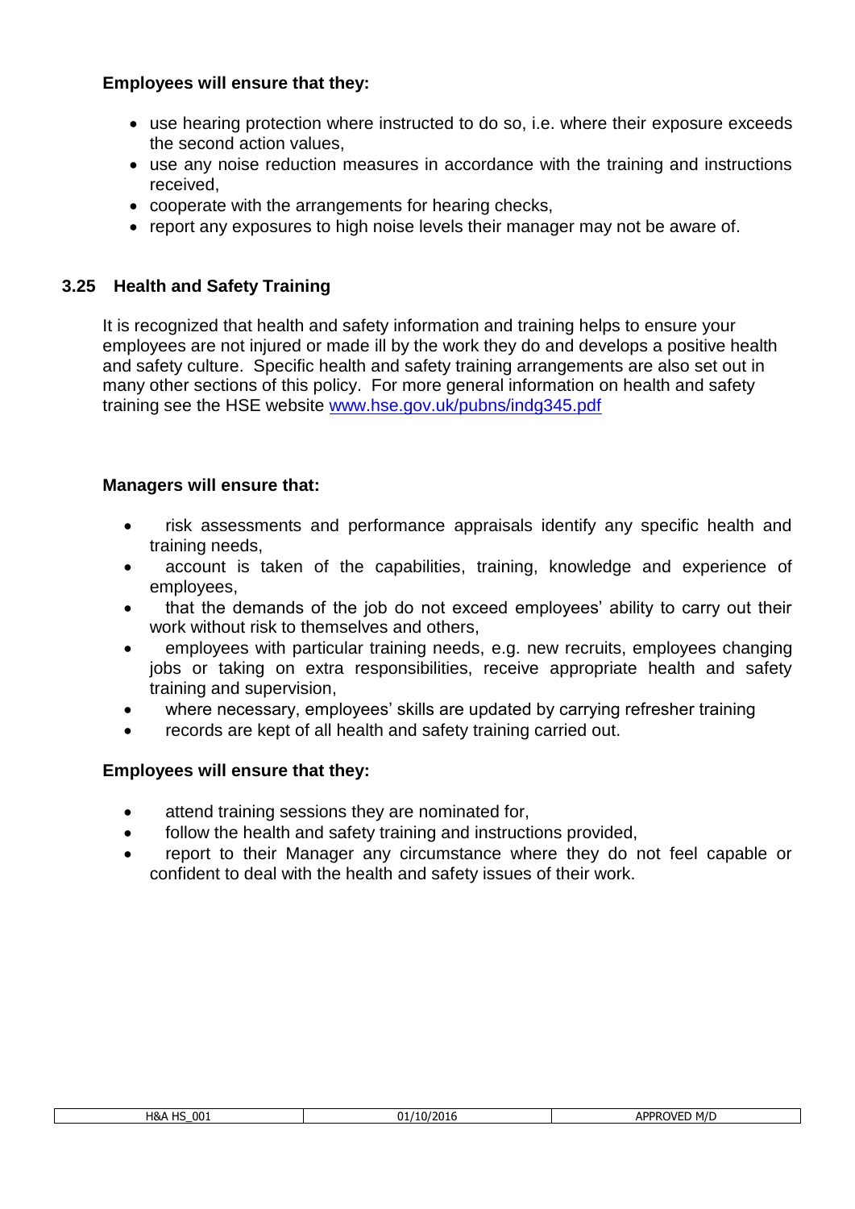**Employees will ensure that they:**

- use hearing protection where instructed to do so, i.e. where their exposure exceeds the second action values,
- use any noise reduction measures in accordance with the training and instructions received,
- cooperate with the arrangements for hearing checks,
- report any exposures to high noise levels their manager may not be aware of.

### 3.25 Health and Safety Training

It is recognized that health and safety information and training helps to ensure your employees are not injured or made ill by the work they do and develops a positive health and safety culture. Specific health and safety training arrangements are also set out in many other sections of this policy. For more general information on health and safety training see the HSE website [www.hse.gov.uk/pubns/indg345.pdf](http://www.hse.gov.uk/pubns/indg345.pdf)

**Managers will ensure that:**

- risk assessments and performance appraisals identify any specific health and training needs,
- account is taken of the capabilities, training, knowledge and experience of employees,
- that the demands of the job do not exceed employees' ability to carry out their work without risk to themselves and others,
- employees with particular training needs, e.g. new recruits, employees changing jobs or taking on extra responsibilities, receive appropriate health and safety training and supervision,
- where necessary, employees' skills are updated by carrying refresher training
- records are kept of all health and safety training carried out.

**Employees will ensure that they:**

- attend training sessions they are nominated for,
- follow the health and safety training and instructions provided,
- report to their Manager any circumstance where they do not feel capable or confident to deal with the health and safety issues of their work.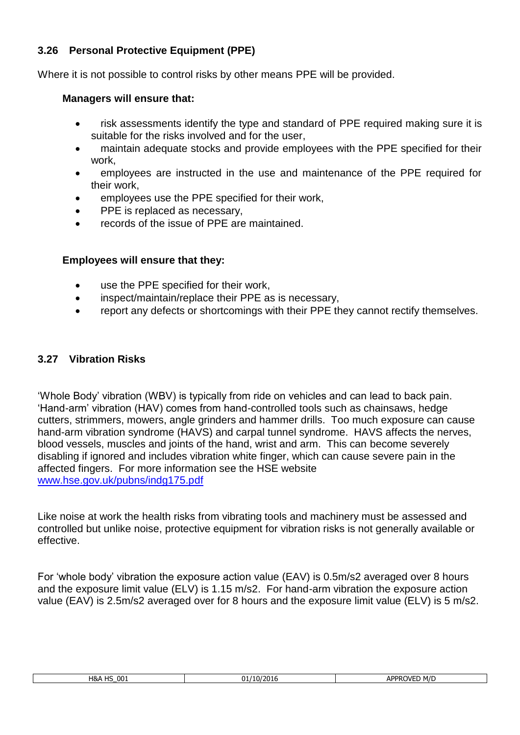### 3.26 Personal Protective Equipment (PPE)

Where it is not possible to control risks by other means PPE will be provided.

**Managers will ensure that:**

- risk assessments identify the type and standard of PPE required making sure it is suitable for the risks involved and for the user,
- maintain adequate stocks and provide employees with the PPE specified for their work,
- employees are instructed in the use and maintenance of the PPE required for their work,
- employees use the PPE specified for their work,
- PPE is replaced as necessary,
- records of the issue of PPE are maintained.

**Employees will ensure that they:**

- use the PPE specified for their work,
- inspect/maintain/replace their PPE as is necessary,
- report any defects or shortcomings with their PPE they cannot rectify themselves.

### 3.27 Vibration Risks

'Whole Body' vibration (WBV) is typically from ride on vehicles and can lead to back pain. 'Hand-arm' vibration (HAV) comes from hand-controlled tools such as chainsaws, hedge cutters, strimmers, mowers, angle grinders and hammer drills. Too much exposure can cause hand-arm vibration syndrome (HAVS) and carpal tunnel syndrome. HAVS affects the nerves, blood vessels, muscles and joints of the hand, wrist and arm. This can become severely disabling if ignored and includes vibration white finger, which can cause severe pain in the affected fingers. For more information see the HSE website [www.hse.gov.uk/pubns/indg175.pdf](http://www.hse.gov.uk/pubns/indg175.pdf)

Like noise at work the health risks from vibrating tools and machinery must be assessed and controlled but unlike noise, protective equipment for vibration risks is not generally available or effective.

For 'whole body' vibration the exposure action value (EAV) is 0.5m/s2 averaged over 8 hours and the exposure limit value (ELV) is 1.15 m/s2. For hand-arm vibration the exposure action value (EAV) is 2.5m/s2 averaged over for 8 hours and the exposure limit value (ELV) is 5 m/s2.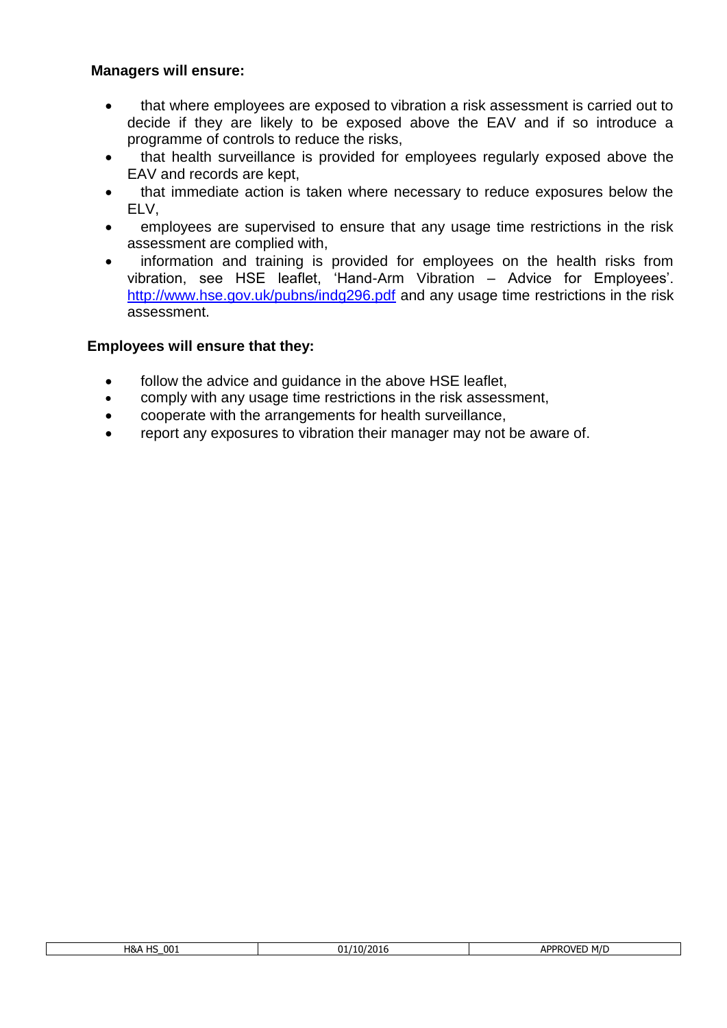**Managers will ensure:**

- that where employees are exposed to vibration a risk assessment is carried out to decide if they are likely to be exposed above the EAV and if so introduce a programme of controls to reduce the risks,
- that health surveillance is provided for employees regularly exposed above the EAV and records are kept,
- that immediate action is taken where necessary to reduce exposures below the ELV,
- employees are supervised to ensure that any usage time restrictions in the risk assessment are complied with,
- information and training is provided for employees on the health risks from vibration, see HSE leaflet, 'Hand-Arm Vibration – Advice for Employees'. [http://www.hse.gov.uk/pubns/indg296.pdf](http://www.hse.gov.uk/pubns/indg296.pdf) and any usage time restrictions in the risk assessment.

**Employees will ensure that they:**

- follow the advice and guidance in the above HSE leaflet,
- comply with any usage time restrictions in the risk assessment,
- cooperate with the arrangements for health surveillance,
- report any exposures to vibration their manager may not be aware of.